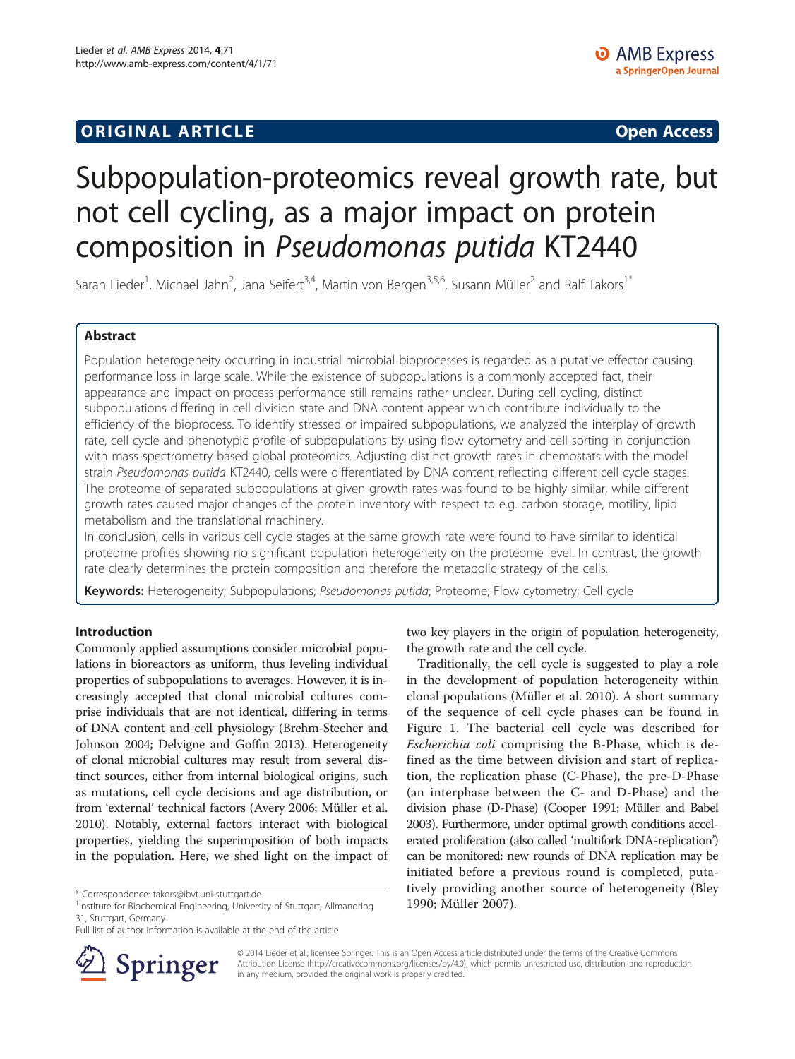ORIGINAL ARTICLE Open Access

# Subpopulation-proteomics reveal growth rate, but not cell cycling, as a major impact on protein composition in *Pseudomonas putida* KT2440

Sarah Lieder[1], Michael Jahn[2], Jana Seifert[3,4], Martin von Bergen[3,5,6], Susann Müller[2] and Ralf Takors[1*]

## Abstract

Population heterogeneity occurring in industrial microbial bioprocesses is regarded as a putative effector causing performance loss in large scale. While the existence of subpopulations is a commonly accepted fact, their appearance and impact on process performance still remains rather unclear. During cell cycling, distinct subpopulations differing in cell division state and DNA content appear which contribute individually to the efficiency of the bioprocess. To identify stressed or impaired subpopulations, we analyzed the interplay of growth rate, cell cycle and phenotypic profile of subpopulations by using flow cytometry and cell sorting in conjunction with mass spectrometry based global proteomics. Adjusting distinct growth rates in chemostats with the model strain *Pseudomonas putida* KT2440, cells were differentiated by DNA content reflecting different cell cycle stages. The proteome of separated subpopulations at given growth rates was found to be highly similar, while different growth rates caused major changes of the protein inventory with respect to e.g. carbon storage, motility, lipid metabolism and the translational machinery.

In conclusion, cells in various cell cycle stages at the same growth rate were found to have similar to identical proteome profiles showing no significant population heterogeneity on the proteome level. In contrast, the growth rate clearly determines the protein composition and therefore the metabolic strategy of the cells.

**Keywords:** Heterogeneity; Subpopulations; *Pseudomonas putida*; Proteome; Flow cytometry; Cell cycle

## Introduction

Commonly applied assumptions consider microbial populations in bioreactors as uniform, thus leveling individual properties of subpopulations to averages. However, it is increasingly accepted that clonal microbial cultures comprise individuals that are not identical, differing in terms of DNA content and cell physiology (Brehm-Stecher and Johnson 2004; Delvigne and Goffin 2013). Heterogeneity of clonal microbial cultures may result from several distinct sources, either from internal biological origins, such as mutations, cell cycle decisions and age distribution, or from 'external' technical factors (Avery 2006; Müller et al. 2010). Notably, external factors interact with biological properties, yielding the superimposition of both impacts in the population. Here, we shed light on the impact of two key players in the origin of population heterogeneity, the growth rate and the cell cycle.

Traditionally, the cell cycle is suggested to play a role in the development of population heterogeneity within clonal populations (Müller et al. 2010). A short summary of the sequence of cell cycle phases can be found in Figure 1. The bacterial cell cycle was described for *Escherichia coli* comprising the B-Phase, which is defined as the time between division and start of replication, the replication phase (C-Phase), the pre-D-Phase (an interphase between the C- and D-Phase) and the division phase (D-Phase) (Cooper 1991; Müller and Babel 2003). Furthermore, under optimal growth conditions accelerated proliferation (also called 'multifork DNA-replication') can be monitored: new rounds of DNA replication may be initiated before a previous round is completed, putatively providing another source of heterogeneity (Bley 1990; Müller 2007).

\* Correspondence: takors@ibvt.uni-stuttgart.de
[1]Institute for Biochemical Engineering, University of Stuttgart, Allmandring 31, Stuttgart, Germany
Full list of author information is available at the end of the article

© 2014 Lieder et al.; licensee Springer. This is an Open Access article distributed under the terms of the Creative Commons Attribution License (http://creativecommons.org/licenses/by/4.0), which permits unrestricted use, distribution, and reproduction in any medium, provided the original work is properly credited.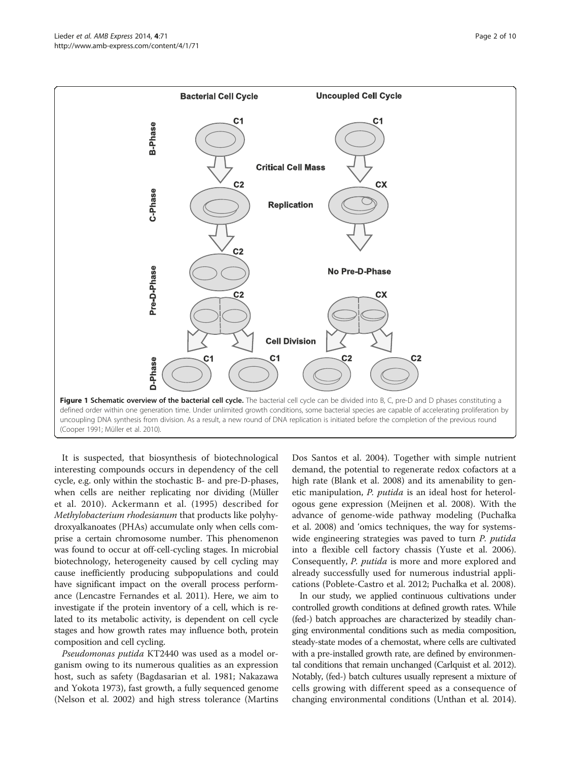**Figure 1 Schematic overview of the bacterial cell cycle.** The bacterial cell cycle can be divided into B, C, pre-D and D phases constituting a defined order within one generation time. Under unlimited growth conditions, some bacterial species are capable of accelerating proliferation by uncoupling DNA synthesis from division. As a result, a new round of DNA replication is initiated before the completion of the previous round (Cooper 1991; Müller et al. 2010).

It is suspected, that biosynthesis of biotechnological interesting compounds occurs in dependency of the cell cycle, e.g. only within the stochastic B- and pre-D-phases, when cells are neither replicating nor dividing (Müller et al. 2010). Ackermann et al. (1995) described for *Methylobacterium rhodesianum* that products like polyhydroxyalkanoates (PHAs) accumulate only when cells comprise a certain chromosome number. This phenomenon was found to occur at off-cell-cycling stages. In microbial biotechnology, heterogeneity caused by cell cycling may cause inefficiently producing subpopulations and could have significant impact on the overall process performance (Lencastre Fernandes et al. 2011). Here, we aim to investigate if the protein inventory of a cell, which is related to its metabolic activity, is dependent on cell cycle stages and how growth rates may influence both, protein composition and cell cycling.

*Pseudomonas putida* KT2440 was used as a model organism owing to its numerous qualities as an expression host, such as safety (Bagdasarian et al. 1981; Nakazawa and Yokota 1973), fast growth, a fully sequenced genome (Nelson et al. 2002) and high stress tolerance (Martins Dos Santos et al. 2004). Together with simple nutrient demand, the potential to regenerate redox cofactors at a high rate (Blank et al. 2008) and its amenability to genetic manipulation, *P. putida* is an ideal host for heterologous gene expression (Meijnen et al. 2008). With the advance of genome-wide pathway modeling (Puchałka et al. 2008) and 'omics techniques, the way for systems-wide engineering strategies was paved to turn *P. putida* into a flexible cell factory chassis (Yuste et al. 2006). Consequently, *P. putida* is more and more explored and already successfully used for numerous industrial applications (Poblete-Castro et al. 2012; Puchałka et al. 2008).

In our study, we applied continuous cultivations under controlled growth conditions at defined growth rates. While (fed-) batch approaches are characterized by steadily changing environmental conditions such as media composition, steady-state modes of a chemostat, where cells are cultivated with a pre-installed growth rate, are defined by environmental conditions that remain unchanged (Carlquist et al. 2012). Notably, (fed-) batch cultures usually represent a mixture of cells growing with different speed as a consequence of changing environmental conditions (Unthan et al. 2014).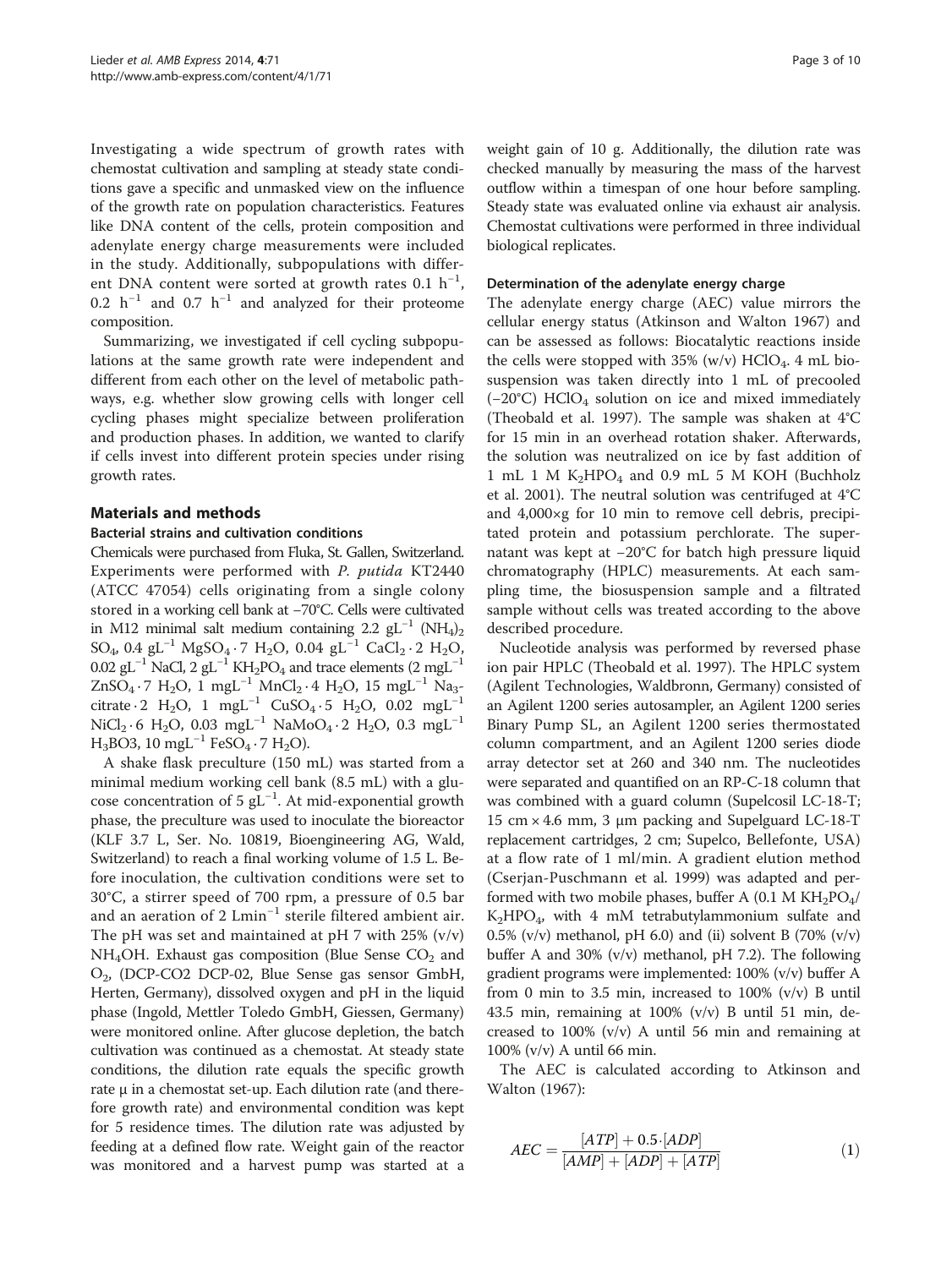Investigating a wide spectrum of growth rates with chemostat cultivation and sampling at steady state conditions gave a specific and unmasked view on the influence of the growth rate on population characteristics. Features like DNA content of the cells, protein composition and adenylate energy charge measurements were included in the study. Additionally, subpopulations with different DNA content were sorted at growth rates 0.1 $h^{-1}$, 0.2 $h^{-1}$ and 0.7 $h^{-1}$ and analyzed for their proteome composition.

Summarizing, we investigated if cell cycling subpopulations at the same growth rate were independent and different from each other on the level of metabolic pathways, e.g. whether slow growing cells with longer cell cycling phases might specialize between proliferation and production phases. In addition, we wanted to clarify if cells invest into different protein species under rising growth rates.

## Materials and methods

### Bacterial strains and cultivation conditions

Chemicals were purchased from Fluka, St. Gallen, Switzerland. Experiments were performed with *P. putida* KT2440 (ATCC 47054) cells originating from a single colony stored in a working cell bank at −70°C. Cells were cultivated in M12 minimal salt medium containing 2.2 $gL^{-1}$ $(NH_4)_2SO_4$, 0.4 $gL^{-1}$ $MgSO_4 \cdot 7\ H_2O$, 0.04 $gL^{-1}$ $CaCl_2 \cdot 2\ H_2O$, 0.02 $gL^{-1}$ NaCl, 2 $gL^{-1}$ $KH_2PO_4$ and trace elements (2 $mgL^{-1}$ $ZnSO_4 \cdot 7\ H_2O$, 1 $mgL^{-1}$ $MnCl_2 \cdot 4\ H_2O$, 15 $mgL^{-1}$ $Na_3$-citrate $\cdot$ 2 $H_2O$, 1 $mgL^{-1}$ $CuSO_4 \cdot 5\ H_2O$, 0.02 $mgL^{-1}$ $NiCl_2 \cdot 6\ H_2O$, 0.03 $mgL^{-1}$ $NaMoO_4 \cdot 2\ H_2O$, 0.3 $mgL^{-1}$ $H_3BO3$, 10 $mgL^{-1}$ $FeSO_4 \cdot 7\ H_2O$).

A shake flask preculture (150 mL) was started from a minimal medium working cell bank (8.5 mL) with a glucose concentration of 5 $gL^{-1}$. At mid-exponential growth phase, the preculture was used to inoculate the bioreactor (KLF 3.7 L, Ser. No. 10819, Bioengineering AG, Wald, Switzerland) to reach a final working volume of 1.5 L. Before inoculation, the cultivation conditions were set to 30°C, a stirrer speed of 700 rpm, a pressure of 0.5 bar and an aeration of 2 $Lmin^{-1}$ sterile filtered ambient air. The pH was set and maintained at pH 7 with 25% (v/v) $NH_4OH$. Exhaust gas composition (Blue Sense $CO_2$ and $O_2$, (DCP-CO2 DCP-02, Blue Sense gas sensor GmbH, Herten, Germany), dissolved oxygen and pH in the liquid phase (Ingold, Mettler Toledo GmbH, Giessen, Germany) were monitored online. After glucose depletion, the batch cultivation was continued as a chemostat. At steady state conditions, the dilution rate equals the specific growth rate μ in a chemostat set-up. Each dilution rate (and therefore growth rate) and environmental condition was kept for 5 residence times. The dilution rate was adjusted by feeding at a defined flow rate. Weight gain of the reactor was monitored and a harvest pump was started at a weight gain of 10 g. Additionally, the dilution rate was checked manually by measuring the mass of the harvest outflow within a timespan of one hour before sampling. Steady state was evaluated online via exhaust air analysis. Chemostat cultivations were performed in three individual biological replicates.

### Determination of the adenylate energy charge

The adenylate energy charge (AEC) value mirrors the cellular energy status (Atkinson and Walton 1967) and can be assessed as follows: Biocatalytic reactions inside the cells were stopped with 35% (w/v) $HClO_4$. 4 mL biosuspension was taken directly into 1 mL of precooled (−20°C) $HClO_4$ solution on ice and mixed immediately (Theobald et al. 1997). The sample was shaken at 4°C for 15 min in an overhead rotation shaker. Afterwards, the solution was neutralized on ice by fast addition of 1 mL 1 M $K_2HPO_4$ and 0.9 mL 5 M KOH (Buchholz et al. 2001). The neutral solution was centrifuged at 4°C and 4,000×g for 10 min to remove cell debris, precipitated protein and potassium perchlorate. The supernatant was kept at −20°C for batch high pressure liquid chromatography (HPLC) measurements. At each sampling time, the biosuspension sample and a filtrated sample without cells was treated according to the above described procedure.

Nucleotide analysis was performed by reversed phase ion pair HPLC (Theobald et al. 1997). The HPLC system (Agilent Technologies, Waldbronn, Germany) consisted of an Agilent 1200 series autosampler, an Agilent 1200 series Binary Pump SL, an Agilent 1200 series thermostated column compartment, and an Agilent 1200 series diode array detector set at 260 and 340 nm. The nucleotides were separated and quantified on an RP-C-18 column that was combined with a guard column (Supelcosil LC-18-T; 15 cm × 4.6 mm, 3 μm packing and Supelguard LC-18-T replacement cartridges, 2 cm; Supelco, Bellefonte, USA) at a flow rate of 1 ml/min. A gradient elution method (Cserjan-Puschmann et al. 1999) was adapted and performed with two mobile phases, buffer A (0.1 M $KH_2PO_4$/$K_2HPO_4$, with 4 mM tetrabutylammonium sulfate and 0.5% (v/v) methanol, pH 6.0) and (ii) solvent B (70% (v/v) buffer A and 30% (v/v) methanol, pH 7.2). The following gradient programs were implemented: 100% (v/v) buffer A from 0 min to 3.5 min, increased to 100% (v/v) B until 43.5 min, remaining at 100% (v/v) B until 51 min, decreased to 100% (v/v) A until 56 min and remaining at 100% (v/v) A until 66 min.

The AEC is calculated according to Atkinson and Walton (1967):

$$AEC = \frac{[ATP] + 0.5 \cdot [ADP]}{[AMP] + [ADP] + [ATP]} \tag{1}$$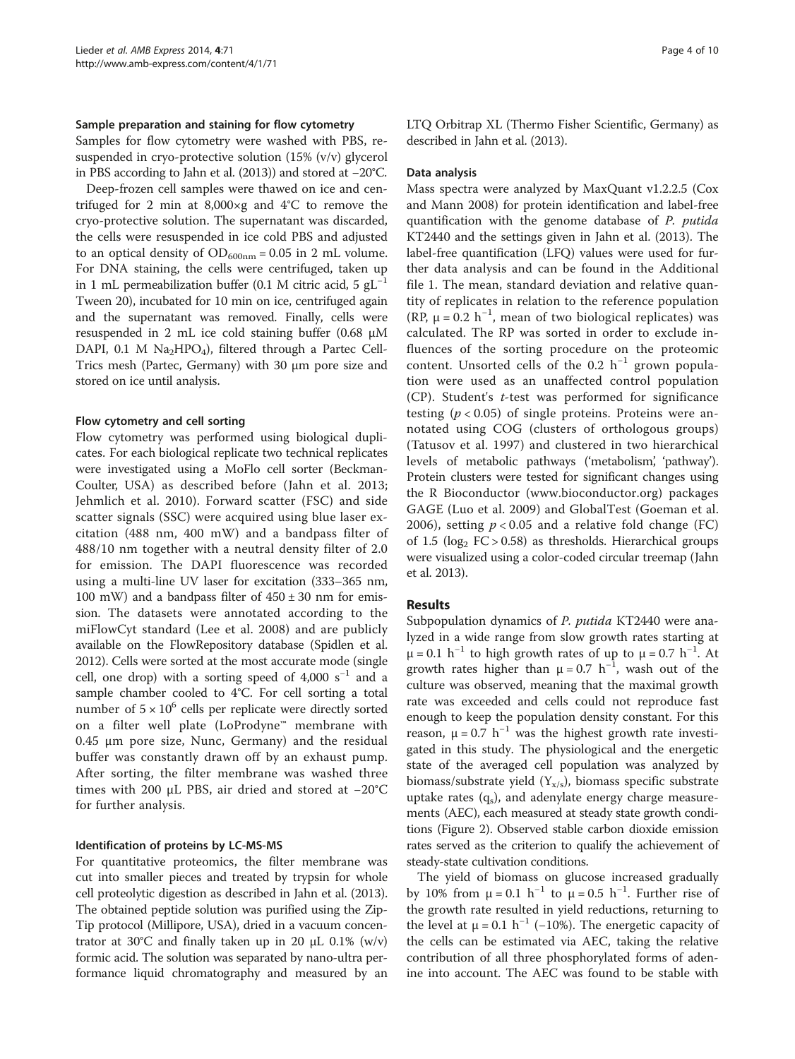#### Sample preparation and staining for flow cytometry

Samples for flow cytometry were washed with PBS, resuspended in cryo-protective solution (15% (v/v) glycerol in PBS according to Jahn et al. (2013)) and stored at −20°C.

Deep-frozen cell samples were thawed on ice and centrifuged for 2 min at 8,000×g and 4°C to remove the cryo-protective solution. The supernatant was discarded, the cells were resuspended in ice cold PBS and adjusted to an optical density of $OD_{600nm} = 0.05$ in 2 mL volume. For DNA staining, the cells were centrifuged, taken up in 1 mL permeabilization buffer (0.1 M citric acid, 5 $gL^{-1}$ Tween 20), incubated for 10 min on ice, centrifuged again and the supernatant was removed. Finally, cells were resuspended in 2 mL ice cold staining buffer (0.68 μM DAPI, 0.1 M $Na_2HPO_4$), filtered through a Partec CellTrics mesh (Partec, Germany) with 30 μm pore size and stored on ice until analysis.

#### Flow cytometry and cell sorting

Flow cytometry was performed using biological duplicates. For each biological replicate two technical replicates were investigated using a MoFlo cell sorter (Beckman-Coulter, USA) as described before (Jahn et al. 2013; Jehmlich et al. 2010). Forward scatter (FSC) and side scatter signals (SSC) were acquired using blue laser excitation (488 nm, 400 mW) and a bandpass filter of 488/10 nm together with a neutral density filter of 2.0 for emission. The DAPI fluorescence was recorded using a multi-line UV laser for excitation (333–365 nm, 100 mW) and a bandpass filter of 450 ± 30 nm for emission. The datasets were annotated according to the miFlowCyt standard (Lee et al. 2008) and are publicly available on the FlowRepository database (Spidlen et al. 2012). Cells were sorted at the most accurate mode (single cell, one drop) with a sorting speed of 4,000 $s^{-1}$ and a sample chamber cooled to 4°C. For cell sorting a total number of $5 \times 10^6$ cells per replicate were directly sorted on a filter well plate (LoProdyne™ membrane with 0.45 μm pore size, Nunc, Germany) and the residual buffer was constantly drawn off by an exhaust pump. After sorting, the filter membrane was washed three times with 200 μL PBS, air dried and stored at −20°C for further analysis.

#### Identification of proteins by LC-MS-MS

For quantitative proteomics, the filter membrane was cut into smaller pieces and treated by trypsin for whole cell proteolytic digestion as described in Jahn et al. (2013). The obtained peptide solution was purified using the ZipTip protocol (Millipore, USA), dried in a vacuum concentrator at 30°C and finally taken up in 20 μL 0.1% (w/v) formic acid. The solution was separated by nano-ultra performance liquid chromatography and measured by an LTQ Orbitrap XL (Thermo Fisher Scientific, Germany) as described in Jahn et al. (2013).

#### Data analysis

Mass spectra were analyzed by MaxQuant v1.2.2.5 (Cox and Mann 2008) for protein identification and label-free quantification with the genome database of *P. putida* KT2440 and the settings given in Jahn et al. (2013). The label-free quantification (LFQ) values were used for further data analysis and can be found in the Additional file 1. The mean, standard deviation and relative quantity of replicates in relation to the reference population (RP, $\mu = 0.2$ $h^{-1}$, mean of two biological replicates) was calculated. The RP was sorted in order to exclude influences of the sorting procedure on the proteomic content. Unsorted cells of the 0.2 $h^{-1}$ grown population was used as an unaffected control population (CP). Student's *t*-test was performed for significance testing ($p < 0.05$) of single proteins. Proteins were annotated using COG (clusters of orthologous groups) (Tatusov et al. 1997) and clustered in two hierarchical levels of metabolic pathways ('metabolism', 'pathway'). Protein clusters were tested for significant changes using the R Bioconductor (www.bioconductor.org) packages GAGE (Luo et al. 2009) and GlobalTest (Goeman et al. 2006), setting $p < 0.05$ and a relative fold change (FC) of 1.5 ($\log_2$ FC > 0.58) as thresholds. Hierarchical groups were visualized using a color-coded circular treemap (Jahn et al. 2013).

## Results

Subpopulation dynamics of *P. putida* KT2440 were analyzed in a wide range from slow growth rates starting at $\mu = 0.1$ $h^{-1}$ to high growth rates of up to $\mu = 0.7$ $h^{-1}$. At growth rates higher than $\mu = 0.7$ $h^{-1}$, wash out of the culture was observed, meaning that the maximal growth rate was exceeded and cells could not reproduce fast enough to keep the population density constant. For this reason, $\mu = 0.7$ $h^{-1}$ was the highest growth rate investigated in this study. The physiological and the energetic state of the averaged cell population was analyzed by biomass/substrate yield ($Y_{x/s}$), biomass specific substrate uptake rates ($q_s$), and adenylate energy charge measurements (AEC), each measured at steady state growth conditions (Figure 2). Observed stable carbon dioxide emission rates served as the criterion to qualify the achievement of steady-state cultivation conditions.

The yield of biomass on glucose increased gradually by 10% from $\mu = 0.1$ $h^{-1}$ to $\mu = 0.5$ $h^{-1}$. Further rise of the growth rate resulted in yield reductions, returning to the level at $\mu = 0.1$ $h^{-1}$ (−10%). The energetic capacity of the cells can be estimated via AEC, taking the relative contribution of all three phosphorylated forms of adenine into account. The AEC was found to be stable with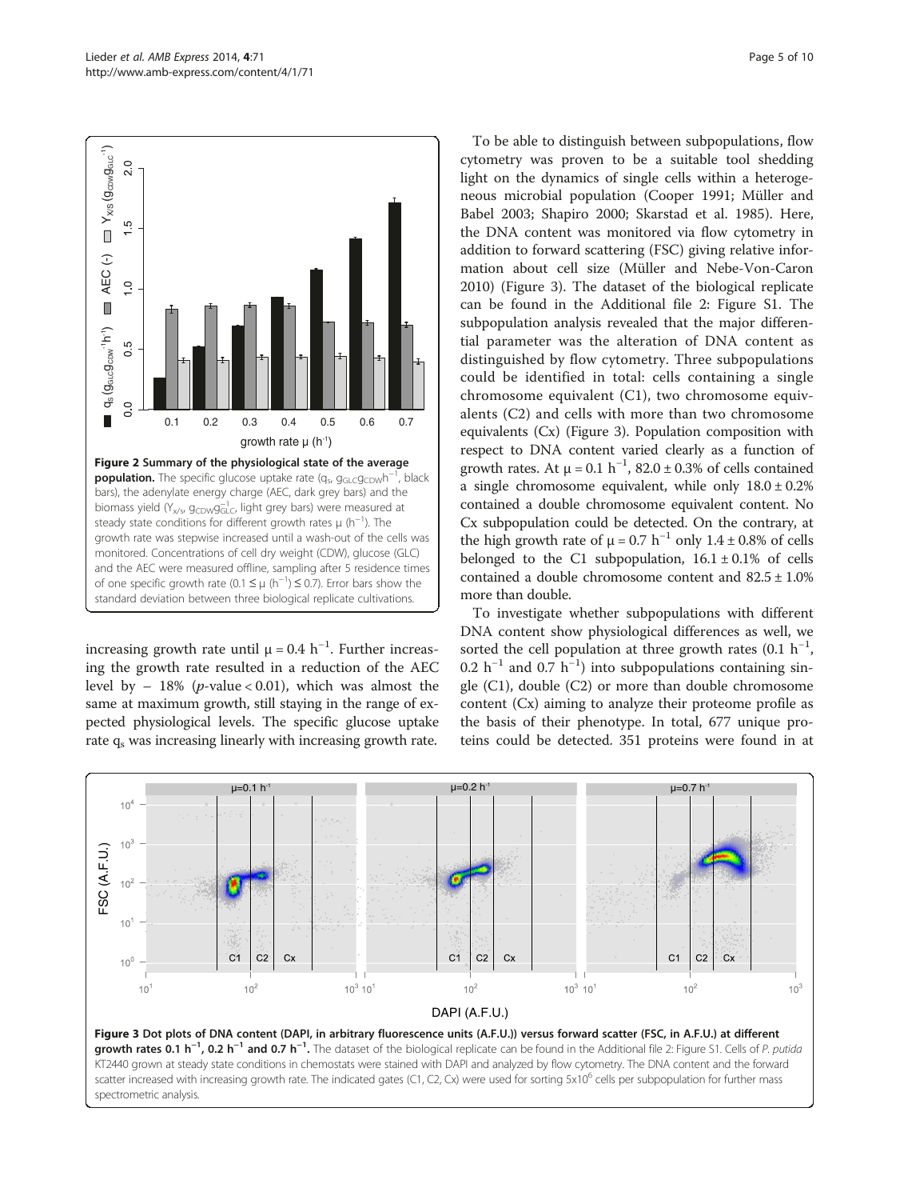**Figure 2 Summary of the physiological state of the average population.** The specific glucose uptake rate ($q_s$, $g_{GLC}g_{CDW}h^{-1}$, black bars), the adenylate energy charge (AEC, dark grey bars) and the biomass yield ($Y_{x/s}$, $g_{CDW}g_{GLC}^{-1}$, light grey bars) were measured at steady state conditions for different growth rates μ ($h^{-1}$). The growth rate was stepwise increased until a wash-out of the cells was monitored. Concentrations of cell dry weight (CDW), glucose (GLC) and the AEC were measured offline, sampling after 5 residence times of one specific growth rate ($0.1 \leq \mu$ ($h^{-1}$) $\leq 0.7$). Error bars show the standard deviation between three biological replicate cultivations.

increasing growth rate until $\mu = 0.4\ h^{-1}$. Further increasing the growth rate resulted in a reduction of the AEC level by – 18% ($p$-value < 0.01), which was almost the same at maximum growth, still staying in the range of expected physiological levels. The specific glucose uptake rate $q_s$ was increasing linearly with increasing growth rate.

To be able to distinguish between subpopulations, flow cytometry was proven to be a suitable tool shedding light on the dynamics of single cells within a heterogeneous microbial population (Cooper 1991; Müller and Babel 2003; Shapiro 2000; Skarstad et al. 1985). Here, the DNA content was monitored via flow cytometry in addition to forward scattering (FSC) giving relative information about cell size (Müller and Nebe-Von-Caron 2010) (Figure 3). The dataset of the biological replicate can be found in the Additional file 2: Figure S1. The subpopulation analysis revealed that the major differential parameter was the alteration of DNA content as distinguished by flow cytometry. Three subpopulations could be identified in total: cells containing a single chromosome equivalent (C1), two chromosome equivalents (C2) and cells with more than two chromosome equivalents (Cx) (Figure 3). Population composition with respect to DNA content varied clearly as a function of growth rates. At $\mu = 0.1\ h^{-1}$, 82.0 ± 0.3% of cells contained a single chromosome equivalent, while only 18.0 ± 0.2% contained a double chromosome equivalent content. No Cx subpopulation could be detected. On the contrary, at the high growth rate of $\mu = 0.7\ h^{-1}$ only 1.4 ± 0.8% of cells belonged to the C1 subpopulation, 16.1 ± 0.1% of cells contained a double chromosome content and 82.5 ± 1.0% more than double.

To investigate whether subpopulations with different DNA content show physiological differences as well, we sorted the cell population at three growth rates ($0.1\ h^{-1}$, $0.2\ h^{-1}$ and $0.7\ h^{-1}$) into subpopulations containing single (C1), double (C2) or more than double chromosome content (Cx) aiming to analyze their proteome profile as the basis of their phenotype. In total, 677 unique proteins could be detected. 351 proteins were found in at

**Figure 3 Dot plots of DNA content (DAPI, in arbitrary fluorescence units (A.F.U.)) versus forward scatter (FSC, in A.F.U.) at different growth rates 0.1 $h^{-1}$, 0.2 $h^{-1}$ and 0.7 $h^{-1}$.** The dataset of the biological replicate can be found in the Additional file 2: Figure S1. Cells of *P. putida* KT2440 grown at steady state conditions in chemostats were stained with DAPI and analyzed by flow cytometry. The DNA content and the forward scatter increased with increasing growth rate. The indicated gates (C1, C2, Cx) were used for sorting $5x10^6$ cells per subpopulation for further mass spectrometric analysis.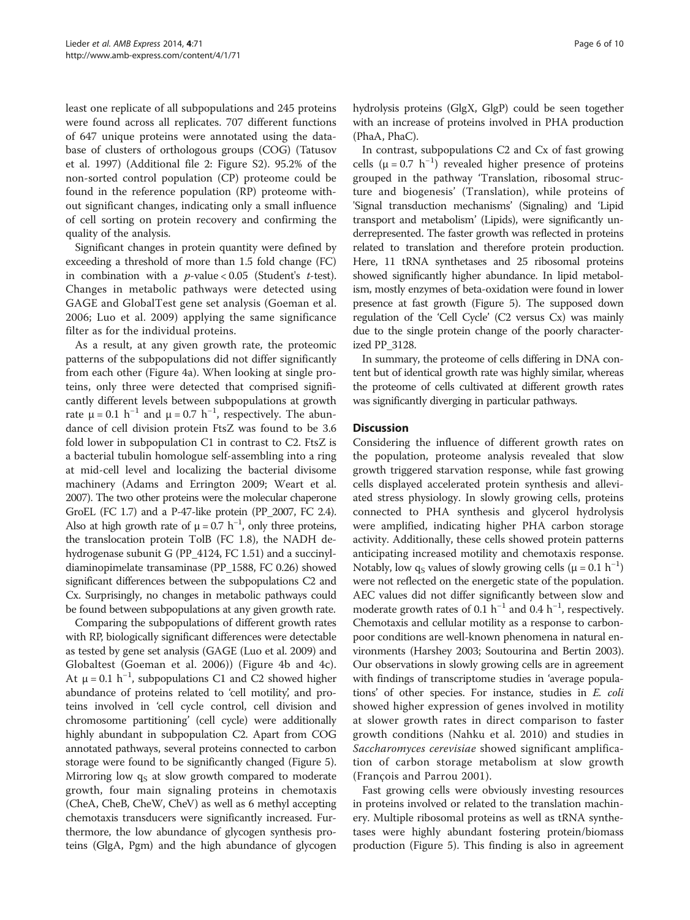least one replicate of all subpopulations and 245 proteins were found across all replicates. 707 different functions of 647 unique proteins were annotated using the database of clusters of orthologous groups (COG) (Tatusov et al. 1997) (Additional file 2: Figure S2). 95.2% of the non-sorted control population (CP) proteome could be found in the reference population (RP) proteome without significant changes, indicating only a small influence of cell sorting on protein recovery and confirming the quality of the analysis.

Significant changes in protein quantity were defined by exceeding a threshold of more than 1.5 fold change (FC) in combination with a $p$-value < 0.05 (Student's $t$-test). Changes in metabolic pathways were detected using GAGE and GlobalTest gene set analysis (Goeman et al. 2006; Luo et al. 2009) applying the same significance filter as for the individual proteins.

As a result, at any given growth rate, the proteomic patterns of the subpopulations did not differ significantly from each other (Figure 4a). When looking at single proteins, only three were detected that comprised significantly different levels between subpopulations at growth rate $\mu = 0.1\ h^{-1}$ and $\mu = 0.7\ h^{-1}$, respectively. The abundance of cell division protein FtsZ was found to be 3.6 fold lower in subpopulation C1 in contrast to C2. FtsZ is a bacterial tubulin homologue self-assembling into a ring at mid-cell level and localizing the bacterial divisome machinery (Adams and Errington 2009; Weart et al. 2007). The two other proteins were the molecular chaperone GroEL (FC 1.7) and a P-47-like protein (PP_2007, FC 2.4). Also at high growth rate of $\mu = 0.7\ h^{-1}$, only three proteins, the translocation protein TolB (FC 1.8), the NADH dehydrogenase subunit G (PP_4124, FC 1.51) and a succinyl-diaminopimelate transaminase (PP_1588, FC 0.26) showed significant differences between the subpopulations C2 and Cx. Surprisingly, no changes in metabolic pathways could be found between subpopulations at any given growth rate.

Comparing the subpopulations of different growth rates with RP, biologically significant differences were detectable as tested by gene set analysis (GAGE (Luo et al. 2009) and Globaltest (Goeman et al. 2006)) (Figure 4b and 4c). At $\mu = 0.1\ h^{-1}$, subpopulations C1 and C2 showed higher abundance of proteins related to 'cell motility', and proteins involved in 'cell cycle control, cell division and chromosome partitioning' (cell cycle) were additionally highly abundant in subpopulation C2. Apart from COG annotated pathways, several proteins connected to carbon storage were found to be significantly changed (Figure 5). Mirroring low $q_S$ at slow growth compared to moderate growth, four main signaling proteins in chemotaxis (CheA, CheB, CheW, CheV) as well as 6 methyl accepting chemotaxis transducers were significantly increased. Furthermore, the low abundance of glycogen synthesis proteins (GlgA, Pgm) and the high abundance of glycogen hydrolysis proteins (GlgX, GlgP) could be seen together with an increase of proteins involved in PHA production (PhaA, PhaC).

In contrast, subpopulations C2 and Cx of fast growing cells ($\mu = 0.7\ h^{-1}$) revealed higher presence of proteins grouped in the pathway 'Translation, ribosomal structure and biogenesis' (Translation), while proteins of 'Signal transduction mechanisms' (Signaling) and 'Lipid transport and metabolism' (Lipids), were significantly underrepresented. The faster growth was reflected in proteins related to translation and therefore protein production. Here, 11 tRNA synthetases and 25 ribosomal proteins showed significantly higher abundance. In lipid metabolism, mostly enzymes of beta-oxidation were found in lower presence at fast growth (Figure 5). The supposed down regulation of the 'Cell Cycle' (C2 versus Cx) was mainly due to the single protein change of the poorly characterized PP_3128.

In summary, the proteome of cells differing in DNA content but of identical growth rate was highly similar, whereas the proteome of cells cultivated at different growth rates was significantly diverging in particular pathways.

## Discussion

Considering the influence of different growth rates on the population, proteome analysis revealed that slow growth triggered starvation response, while fast growing cells displayed accelerated protein synthesis and alleviated stress physiology. In slowly growing cells, proteins connected to PHA synthesis and glycerol hydrolysis were amplified, indicating higher PHA carbon storage activity. Additionally, these cells showed protein patterns anticipating increased motility and chemotaxis response. Notably, low $q_S$ values of slowly growing cells ($\mu = 0.1\ h^{-1}$) were not reflected on the energetic state of the population. AEC values did not differ significantly between slow and moderate growth rates of $0.1\ h^{-1}$ and $0.4\ h^{-1}$, respectively. Chemotaxis and cellular motility as a response to carbon-poor conditions are well-known phenomena in natural environments (Harshey 2003; Soutourina and Bertin 2003). Our observations in slowly growing cells are in agreement with findings of transcriptome studies in 'average populations' of other species. For instance, studies in *E. coli* showed higher expression of genes involved in motility at slower growth rates in direct comparison to faster growth conditions (Nahku et al. 2010) and studies in *Saccharomyces cerevisiae* showed significant amplification of carbon storage metabolism at slow growth (François and Parrou 2001).

Fast growing cells were obviously investing resources in proteins involved or related to the translation machinery. Multiple ribosomal proteins as well as tRNA synthetases were highly abundant fostering protein/biomass production (Figure 5). This finding is also in agreement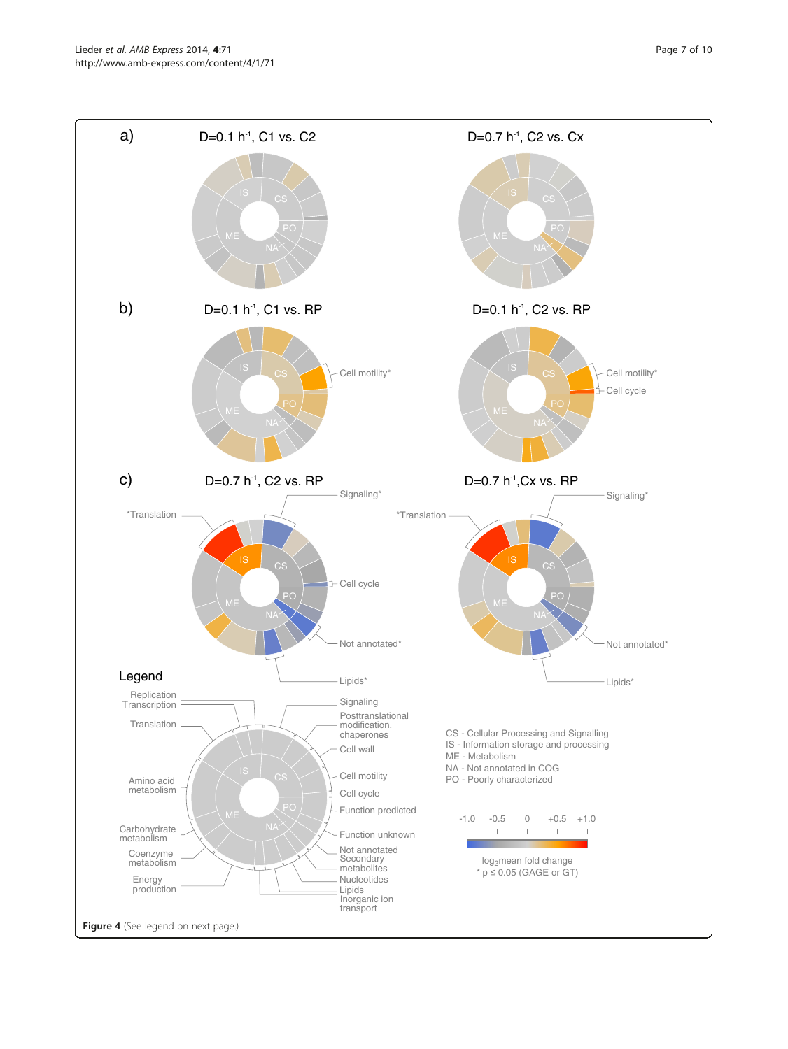Figure 4 (See legend on next page.)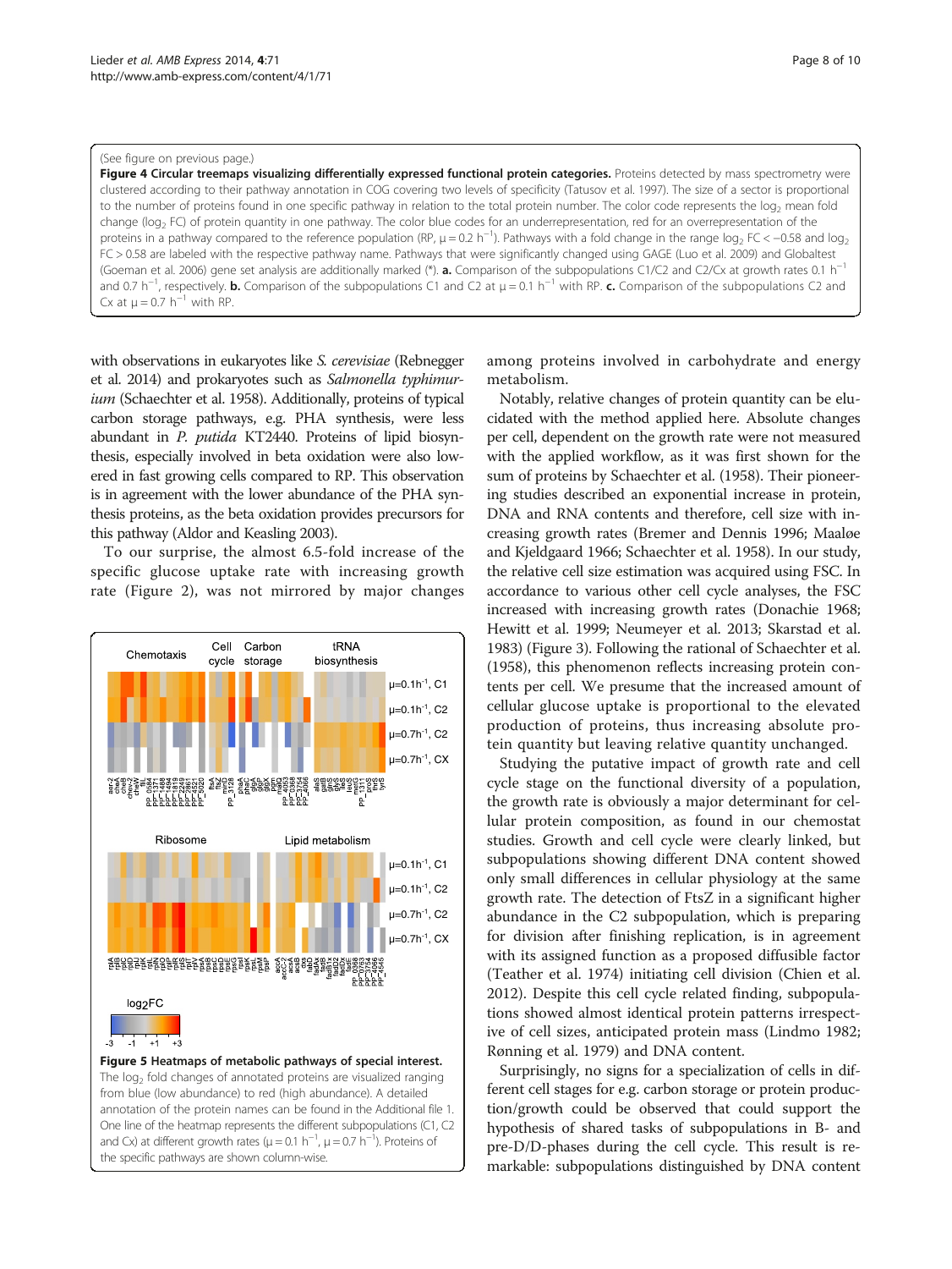(See figure on previous page.)

**Figure 4 Circular treemaps visualizing differentially expressed functional protein categories.** Proteins detected by mass spectrometry were clustered according to their pathway annotation in COG covering two levels of specificity (Tatusov et al. 1997). The size of a sector is proportional to the number of proteins found in one specific pathway in relation to the total protein number. The color code represents the $\log_2$ mean fold change ($\log_2$ FC) of protein quantity in one pathway. The color blue codes for an underrepresentation, red for an overrepresentation of the proteins in a pathway compared to the reference population (RP, $\mu = 0.2\ h^{-1}$). Pathways with a fold change in the range $\log_2$ FC < −0.58 and $\log_2$ FC > 0.58 are labeled with the respective pathway name. Pathways that were significantly changed using GAGE (Luo et al. 2009) and Globaltest (Goeman et al. 2006) gene set analysis are additionally marked (*). **a.** Comparison of the subpopulations C1/C2 and C2/Cx at growth rates 0.1 $h^{-1}$ and 0.7 $h^{-1}$, respectively. **b.** Comparison of the subpopulations C1 and C2 at $\mu = 0.1\ h^{-1}$ with RP. **c.** Comparison of the subpopulations C2 and Cx at $\mu = 0.7\ h^{-1}$ with RP.

with observations in eukaryotes like *S. cerevisiae* (Rebnegger et al. 2014) and prokaryotes such as *Salmonella typhimurium* (Schaechter et al. 1958). Additionally, proteins of typical carbon storage pathways, e.g. PHA synthesis, were less abundant in *P. putida* KT2440. Proteins of lipid biosynthesis, especially involved in beta oxidation were also lowered in fast growing cells compared to RP. This observation is in agreement with the lower abundance of the PHA synthesis proteins, as the beta oxidation provides precursors for this pathway (Aldor and Keasling 2003).

To our surprise, the almost 6.5-fold increase of the specific glucose uptake rate with increasing growth rate (Figure 2), was not mirrored by major changes among proteins involved in carbohydrate and energy metabolism.

**Figure 5 Heatmaps of metabolic pathways of special interest.** The $\log_2$ fold changes of annotated proteins are visualized ranging from blue (low abundance) to red (high abundance). A detailed annotation of the protein names can be found in the Additional file 1. One line of the heatmap represents the different subpopulations (C1, C2 and Cx) at different growth rates ($\mu = 0.1\ h^{-1}$, $\mu = 0.7\ h^{-1}$). Proteins of the specific pathways are shown column-wise.

Notably, relative changes of protein quantity can be elucidated with the method applied here. Absolute changes per cell, dependent on the growth rate were not measured with the applied workflow, as it was first shown for the sum of proteins by Schaechter et al. (1958). Their pioneering studies described an exponential increase in protein, DNA and RNA contents and therefore, cell size with increasing growth rates (Bremer and Dennis 1996; Maaløe and Kjeldgaard 1966; Schaechter et al. 1958). In our study, the relative cell size estimation was acquired using FSC. In accordance to various other cell cycle analyses, the FSC increased with increasing growth rates (Donachie 1968; Hewitt et al. 1999; Neumeyer et al. 2013; Skarstad et al. 1983) (Figure 3). Following the rational of Schaechter et al. (1958), this phenomenon reflects increasing protein contents per cell. We presume that the increased amount of cellular glucose uptake is proportional to the elevated production of proteins, thus increasing absolute protein quantity but leaving relative quantity unchanged.

Studying the putative impact of growth rate and cell cycle stage on the functional diversity of a population, the growth rate is obviously a major determinant for cellular protein composition, as found in our chemostat studies. Growth and cell cycle were clearly linked, but subpopulations showing different DNA content showed only small differences in cellular physiology at the same growth rate. The detection of FtsZ in a significant higher abundance in the C2 subpopulation, which is preparing for division after finishing replication, is in agreement with its assigned function as a proposed diffusible factor (Teather et al. 1974) initiating cell division (Chien et al. 2012). Despite this cell cycle related finding, subpopulations showed almost identical protein patterns irrespective of cell sizes, anticipated protein mass (Lindmo 1982; Rønning et al. 1979) and DNA content.

Surprisingly, no signs for a specialization of cells in different cell stages for e.g. carbon storage or protein production/growth could be observed that could support the hypothesis of shared tasks of subpopulations in B- and pre-D/D-phases during the cell cycle. This result is remarkable: subpopulations distinguished by DNA content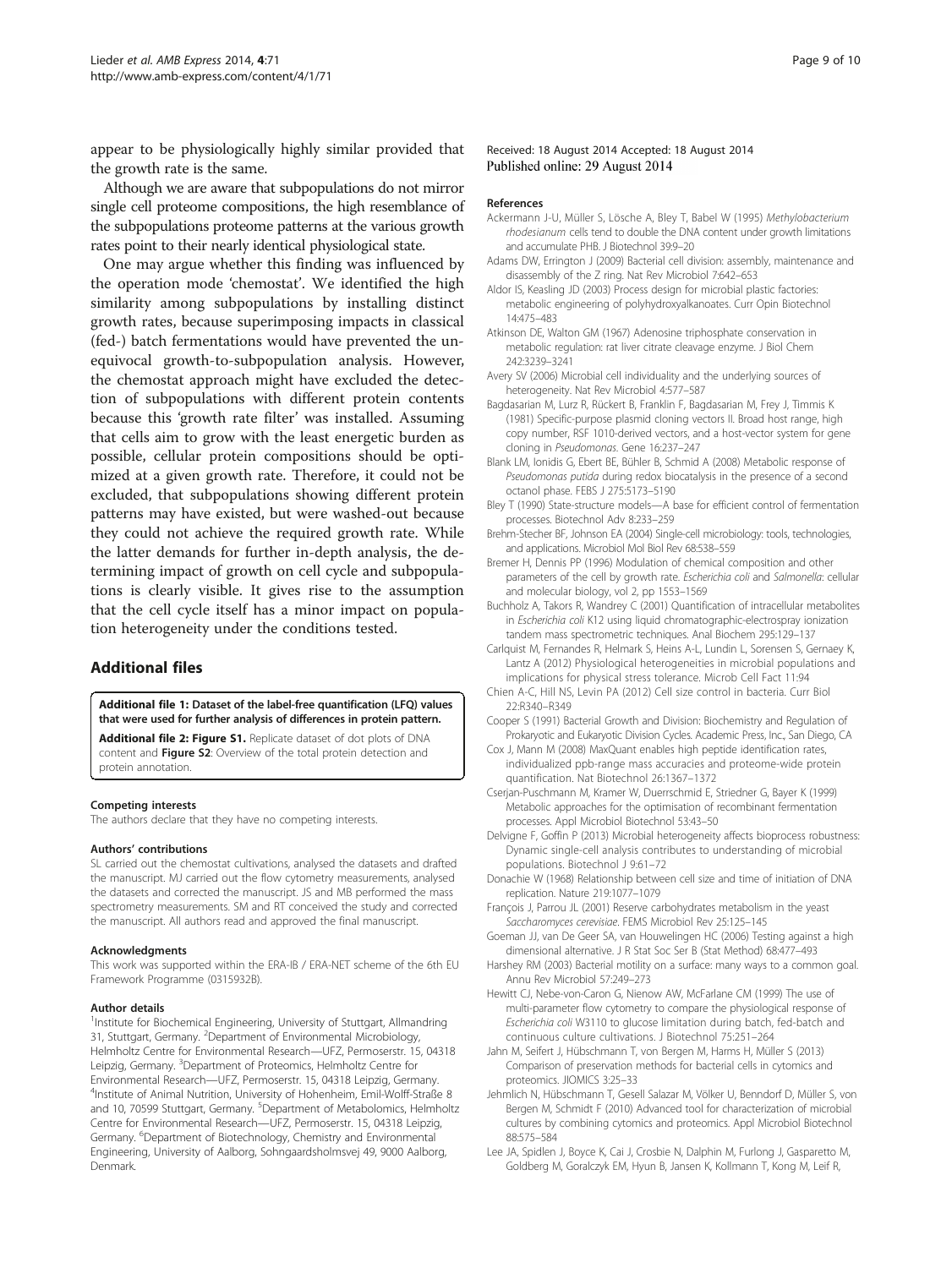appear to be physiologically highly similar provided that the growth rate is the same.

Although we are aware that subpopulations do not mirror single cell proteome compositions, the high resemblance of the subpopulations proteome patterns at the various growth rates point to their nearly identical physiological state.

One may argue whether this finding was influenced by the operation mode 'chemostat'. We identified the high similarity among subpopulations by installing distinct growth rates, because superimposing impacts in classical (fed-) batch fermentations would have prevented the unequivocal growth-to-subpopulation analysis. However, the chemostat approach might have excluded the detection of subpopulations with different protein contents because this 'growth rate filter' was installed. Assuming that cells aim to grow with the least energetic burden as possible, cellular protein compositions should be optimized at a given growth rate. Therefore, it could not be excluded, that subpopulations showing different protein patterns may have existed, but were washed-out because they could not achieve the required growth rate. While the latter demands for further in-depth analysis, the determining impact of growth on cell cycle and subpopulations is clearly visible. It gives rise to the assumption that the cell cycle itself has a minor impact on population heterogeneity under the conditions tested.

## Additional files

**Additional file 1: Dataset of the label-free quantification (LFQ) values that were used for further analysis of differences in protein pattern.**

**Additional file 2: Figure S1.** Replicate dataset of dot plots of DNA content and **Figure S2**: Overview of the total protein detection and protein annotation.

#### Competing interests

The authors declare that they have no competing interests.

#### Authors' contributions

SL carried out the chemostat cultivations, analysed the datasets and drafted the manuscript. MJ carried out the flow cytometry measurements, analysed the datasets and corrected the manuscript. JS and MB performed the mass spectrometry measurements. SM and RT conceived the study and corrected the manuscript. All authors read and approved the final manuscript.

#### Acknowledgments

This work was supported within the ERA-IB / ERA-NET scheme of the 6th EU Framework Programme (0315932B).

#### Author details

[1]Institute for Biochemical Engineering, University of Stuttgart, Allmandring 31, Stuttgart, Germany. [2]Department of Environmental Microbiology, Helmholtz Centre for Environmental Research—UFZ, Permoserstr. 15, 04318 Leipzig, Germany. [3]Department of Proteomics, Helmholtz Centre for Environmental Research—UFZ, Permoserstr. 15, 04318 Leipzig, Germany. [4]Institute of Animal Nutrition, University of Hohenheim, Emil-Wolff-Straße 8 and 10, 70599 Stuttgart, Germany. [5]Department of Metabolomics, Helmholtz Centre for Environmental Research—UFZ, Permoserstr. 15, 04318 Leipzig, Germany. [6]Department of Biotechnology, Chemistry and Environmental Engineering, University of Aalborg, Sohngaardsholmsvej 49, 9000 Aalborg, Denmark.

Received: 18 August 2014 Accepted: 18 August 2014
Published online: 29 August 2014

#### References

Ackermann J-U, Müller S, Lösche A, Bley T, Babel W (1995) *Methylobacterium rhodesianum* cells tend to double the DNA content under growth limitations and accumulate PHB. J Biotechnol 39:9–20

Adams DW, Errington J (2009) Bacterial cell division: assembly, maintenance and disassembly of the Z ring. Nat Rev Microbiol 7:642–653

Aldor IS, Keasling JD (2003) Process design for microbial plastic factories: metabolic engineering of polyhydroxyalkanoates. Curr Opin Biotechnol 14:475–483

Atkinson DE, Walton GM (1967) Adenosine triphosphate conservation in metabolic regulation: rat liver citrate cleavage enzyme. J Biol Chem 242:3239–3241

Avery SV (2006) Microbial cell individuality and the underlying sources of heterogeneity. Nat Rev Microbiol 4:577–587

Bagdasarian M, Lurz R, Rückert B, Franklin F, Bagdasarian M, Frey J, Timmis K (1981) Specific-purpose plasmid cloning vectors II. Broad host range, high copy number, RSF 1010-derived vectors, and a host-vector system for gene cloning in *Pseudomonas*. Gene 16:237–247

Blank LM, Ionidis G, Ebert BE, Bühler B, Schmid A (2008) Metabolic response of *Pseudomonas putida* during redox biocatalysis in the presence of a second octanol phase. FEBS J 275:5173–5190

Bley T (1990) State-structure models—A base for efficient control of fermentation processes. Biotechnol Adv 8:233–259

Brehm-Stecher BF, Johnson EA (2004) Single-cell microbiology: tools, technologies, and applications. Microbiol Mol Biol Rev 68:538–559

Bremer H, Dennis PP (1996) Modulation of chemical composition and other parameters of the cell by growth rate. *Escherichia coli* and *Salmonella*: cellular and molecular biology, vol 2, pp 1553–1569

Buchholz A, Takors R, Wandrey C (2001) Quantification of intracellular metabolites in *Escherichia coli* K12 using liquid chromatographic-electrospray ionization tandem mass spectrometric techniques. Anal Biochem 295:129–137

Carlquist M, Fernandes R, Helmark S, Heins A-L, Lundin L, Sorensen S, Gernaey K, Lantz A (2012) Physiological heterogeneities in microbial populations and implications for physical stress tolerance. Microb Cell Fact 11:94

Chien A-C, Hill NS, Levin PA (2012) Cell size control in bacteria. Curr Biol 22:R340–R349

Cooper S (1991) Bacterial Growth and Division: Biochemistry and Regulation of Prokaryotic and Eukaryotic Division Cycles. Academic Press, Inc., San Diego, CA

Cox J, Mann M (2008) MaxQuant enables high peptide identification rates, individualized ppb-range mass accuracies and proteome-wide protein quantification. Nat Biotechnol 26:1367–1372

Cserjan-Puschmann M, Kramer W, Duerrschmid E, Striedner G, Bayer K (1999) Metabolic approaches for the optimisation of recombinant fermentation processes. Appl Microbiol Biotechnol 53:43–50

Delvigne F, Goffin P (2013) Microbial heterogeneity affects bioprocess robustness: Dynamic single-cell analysis contributes to understanding of microbial populations. Biotechnol J 9:61–72

Donachie W (1968) Relationship between cell size and time of initiation of DNA replication. Nature 219:1077–1079

François J, Parrou JL (2001) Reserve carbohydrates metabolism in the yeast *Saccharomyces cerevisiae*. FEMS Microbiol Rev 25:125–145

Goeman JJ, van De Geer SA, van Houwelingen HC (2006) Testing against a high dimensional alternative. J R Stat Soc Ser B (Stat Method) 68:477–493

Harshey RM (2003) Bacterial motility on a surface: many ways to a common goal. Annu Rev Microbiol 57:249–273

Hewitt CJ, Nebe-von-Caron G, Nienow AW, McFarlane CM (1999) The use of multi-parameter flow cytometry to compare the physiological response of *Escherichia coli* W3110 to glucose limitation during batch, fed-batch and continuous culture cultivations. J Biotechnol 75:251–264

Jahn M, Seifert J, Hübschmann T, von Bergen M, Harms H, Müller S (2013) Comparison of preservation methods for bacterial cells in cytomics and proteomics. JIOMICS 3:25–33

Jehmlich N, Hübschmann T, Gesell Salazar M, Völker U, Benndorf D, Müller S, von Bergen M, Schmidt F (2010) Advanced tool for characterization of microbial cultures by combining cytomics and proteomics. Appl Microbiol Biotechnol 88:575–584

Lee JA, Spidlen J, Boyce K, Cai J, Crosbie N, Dalphin M, Furlong J, Gasparetto M, Goldberg M, Goralczyk EM, Hyun B, Jansen K, Kollmann T, Kong M, Leif R,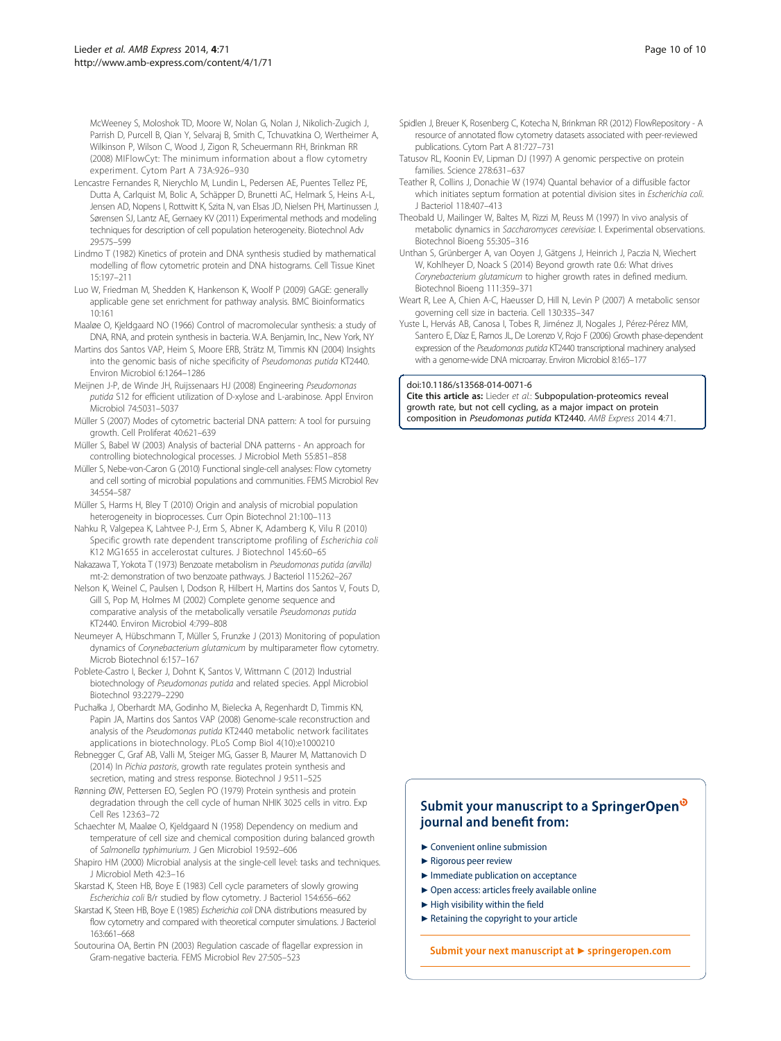McWeeney S, Moloshok TD, Moore W, Nolan G, Nolan J, Nikolich-Zugich J, Parrish D, Purcell B, Qian Y, Selvaraj B, Smith C, Tchuvatkina O, Wertheimer A, Wilkinson P, Wilson C, Wood J, Zigon R, Scheuermann RH, Brinkman RR (2008) MIFlowCyt: The minimum information about a flow cytometry experiment. Cytom Part A 73A:926–930

Lencastre Fernandes R, Nierychlo M, Lundin L, Pedersen AE, Puentes Tellez PE, Dutta A, Carlquist M, Bolic A, Schäpper D, Brunetti AC, Helmark S, Heins A-L, Jensen AD, Nopens I, Rottwitt K, Szita N, van Elsas JD, Nielsen PH, Martinussen J, Sørensen SJ, Lantz AE, Gernaey KV (2011) Experimental methods and modeling techniques for description of cell population heterogeneity. Biotechnol Adv 29:575–599

Lindmo T (1982) Kinetics of protein and DNA synthesis studied by mathematical modelling of flow cytometric protein and DNA histograms. Cell Tissue Kinet 15:197–211

Luo W, Friedman M, Shedden K, Hankenson K, Woolf P (2009) GAGE: generally applicable gene set enrichment for pathway analysis. BMC Bioinformatics 10:161

Maaløe O, Kjeldgaard NO (1966) Control of macromolecular synthesis: a study of DNA, RNA, and protein synthesis in bacteria. W.A. Benjamin, Inc., New York, NY

Martins dos Santos VAP, Heim S, Moore ERB, Strätz M, Timmis KN (2004) Insights into the genomic basis of niche specificity of *Pseudomonas putida* KT2440. Environ Microbiol 6:1264–1286

Meijnen J-P, de Winde JH, Ruijssenaars HJ (2008) Engineering *Pseudomonas putida* S12 for efficient utilization of D-xylose and L-arabinose. Appl Environ Microbiol 74:5031–5037

Müller S (2007) Modes of cytometric bacterial DNA pattern: A tool for pursuing growth. Cell Proliferat 40:621–639

Müller S, Babel W (2003) Analysis of bacterial DNA patterns - An approach for controlling biotechnological processes. J Microbiol Meth 55:851–858

Müller S, Nebe-von-Caron G (2010) Functional single-cell analyses: Flow cytometry and cell sorting of microbial populations and communities. FEMS Microbiol Rev 34:554–587

Müller S, Harms H, Bley T (2010) Origin and analysis of microbial population heterogeneity in bioprocesses. Curr Opin Biotechnol 21:100–113

Nahku R, Valgepea K, Lahtvee P-J, Erm S, Abner K, Adamberg K, Vilu R (2010) Specific growth rate dependent transcriptome profiling of *Escherichia coli* K12 MG1655 in accelerostat cultures. J Biotechnol 145:60–65

Nakazawa T, Yokota T (1973) Benzoate metabolism in *Pseudomonas putida (arvilla)* mt-2: demonstration of two benzoate pathways. J Bacteriol 115:262–267

Nelson K, Weinel C, Paulsen I, Dodson R, Hilbert H, Martins dos Santos V, Fouts D, Gill S, Pop M, Holmes M (2002) Complete genome sequence and comparative analysis of the metabolically versatile *Pseudomonas putida* KT2440. Environ Microbiol 4:799–808

Neumeyer A, Hübschmann T, Müller S, Frunzke J (2013) Monitoring of population dynamics of *Corynebacterium glutamicum* by multiparameter flow cytometry. Microb Biotechnol 6:157–167

Poblete-Castro I, Becker J, Dohnt K, Santos V, Wittmann C (2012) Industrial biotechnology of *Pseudomonas putida* and related species. Appl Microbiol Biotechnol 93:2279–2290

Puchałka J, Oberhardt MA, Godinho M, Bielecka A, Regenhardt D, Timmis KN, Papin JA, Martins dos Santos VAP (2008) Genome-scale reconstruction and analysis of the *Pseudomonas putida* KT2440 metabolic network facilitates applications in biotechnology. PLoS Comp Biol 4(10):e1000210

Rebnegger C, Graf AB, Valli M, Steiger MG, Gasser B, Maurer M, Mattanovich D (2014) In *Pichia pastoris*, growth rate regulates protein synthesis and secretion, mating and stress response. Biotechnol J 9:511–525

Rønning ØW, Pettersen EO, Seglen PO (1979) Protein synthesis and protein degradation through the cell cycle of human NHIK 3025 cells in vitro. Exp Cell Res 123:63–72

Schaechter M, Maaløe O, Kjeldgaard N (1958) Dependency on medium and temperature of cell size and chemical composition during balanced growth of *Salmonella typhimurium*. J Gen Microbiol 19:592–606

Shapiro HM (2000) Microbial analysis at the single-cell level: tasks and techniques. J Microbiol Meth 42:3–16

Skarstad K, Steen HB, Boye E (1983) Cell cycle parameters of slowly growing *Escherichia coli* B/r studied by flow cytometry. J Bacteriol 154:656–662

Skarstad K, Steen HB, Boye E (1985) *Escherichia coli* DNA distributions measured by flow cytometry and compared with theoretical computer simulations. J Bacteriol 163:661–668

Soutourina OA, Bertin PN (2003) Regulation cascade of flagellar expression in Gram-negative bacteria. FEMS Microbiol Rev 27:505–523

Spidlen J, Breuer K, Rosenberg C, Kotecha N, Brinkman RR (2012) FlowRepository - A resource of annotated flow cytometry datasets associated with peer-reviewed publications. Cytom Part A 81:727–731

Tatusov RL, Koonin EV, Lipman DJ (1997) A genomic perspective on protein families. Science 278:631–637

Teather R, Collins J, Donachie W (1974) Quantal behavior of a diffusible factor which initiates septum formation at potential division sites in *Escherichia coli*. J Bacteriol 118:407–413

Theobald U, Mailinger W, Baltes M, Rizzi M, Reuss M (1997) In vivo analysis of metabolic dynamics in *Saccharomyces cerevisiae*: I. Experimental observations. Biotechnol Bioeng 55:305–316

Unthan S, Grünberger A, van Ooyen J, Gätgens J, Heinrich J, Paczia N, Wiechert W, Kohlheyer D, Noack S (2014) Beyond growth rate 0.6: What drives *Corynebacterium glutamicum* to higher growth rates in defined medium. Biotechnol Bioeng 111:359–371

Weart R, Lee A, Chien A-C, Haeusser D, Hill N, Levin P (2007) A metabolic sensor governing cell size in bacteria. Cell 130:335–347

Yuste L, Hervás AB, Canosa I, Tobes R, Jiménez JI, Nogales J, Pérez-Pérez MM, Santero E, Díaz E, Ramos JL, De Lorenzo V, Rojo F (2006) Growth phase-dependent expression of the *Pseudomonas putida* KT2440 transcriptional machinery analysed with a genome-wide DNA microarray. Environ Microbiol 8:165–177

doi:10.1186/s13568-014-0071-6

**Cite this article as:** Lieder *et al.*: Subpopulation-proteomics reveal growth rate, but not cell cycling, as a major impact on protein composition in *Pseudomonas putida* KT2440. *AMB Express* 2014 **4**:71.

**Submit your manuscript to a SpringerOpen journal and benefit from:**

- ► Convenient online submission
- ► Rigorous peer review
- ► Immediate publication on acceptance
- ► Open access: articles freely available online
- ► High visibility within the field
- ► Retaining the copyright to your article

**Submit your next manuscript at ► springeropen.com**